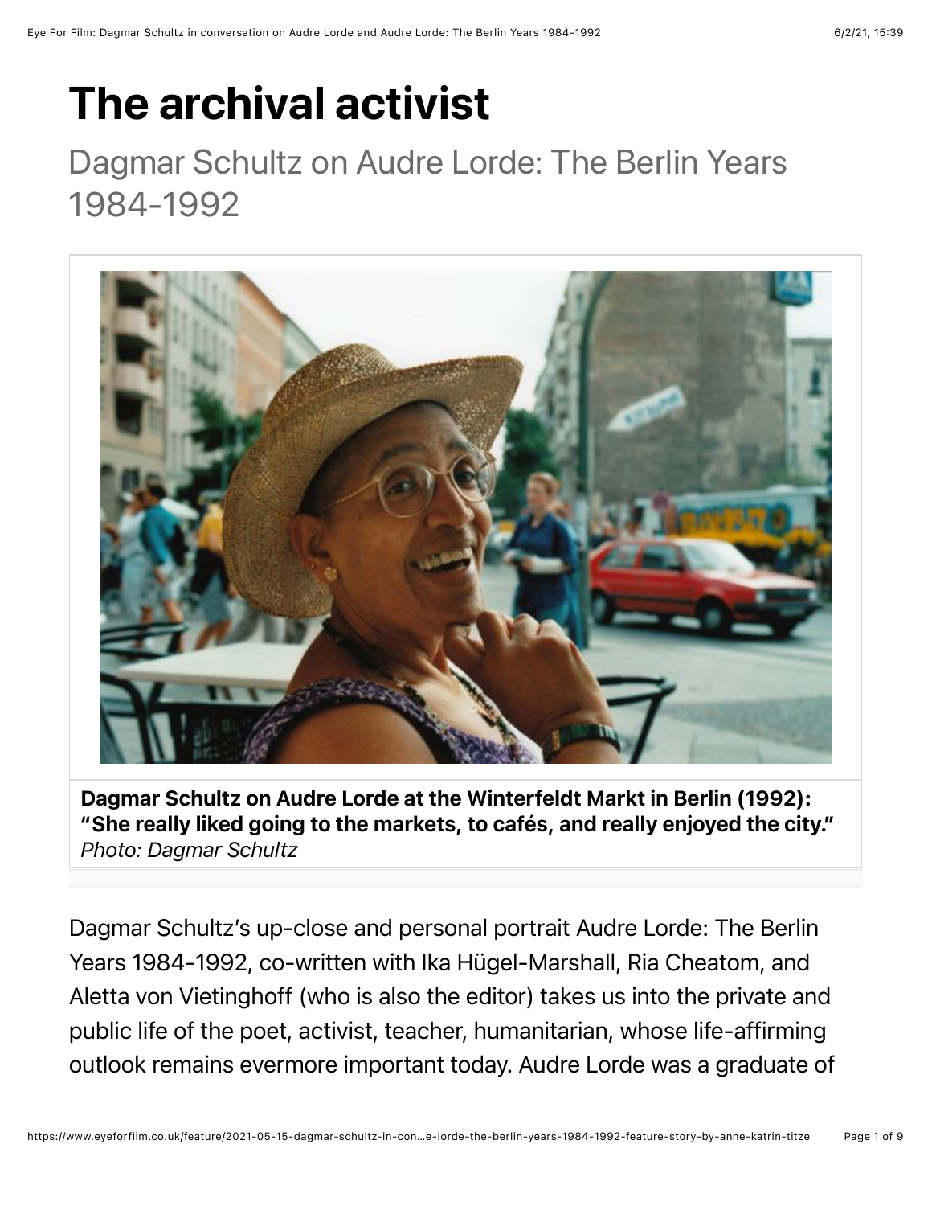# The archival activist

## Dagmar Schultz on Audre Lorde: The Berlin Years 1984-1992

**Dagmar Schultz on Audre Lorde at the Winterfeldt Markt in Berlin (1992): "She really liked going to the markets, to cafés, and really enjoyed the city."**
*Photo: Dagmar Schultz*

Dagmar Schultz's up-close and personal portrait Audre Lorde: The Berlin Years 1984-1992, co-written with Ika Hügel-Marshall, Ria Cheatom, and Aletta von Vietinghoff (who is also the editor) takes us into the private and public life of the poet, activist, teacher, humanitarian, whose life-affirming outlook remains evermore important today. Audre Lorde was a graduate of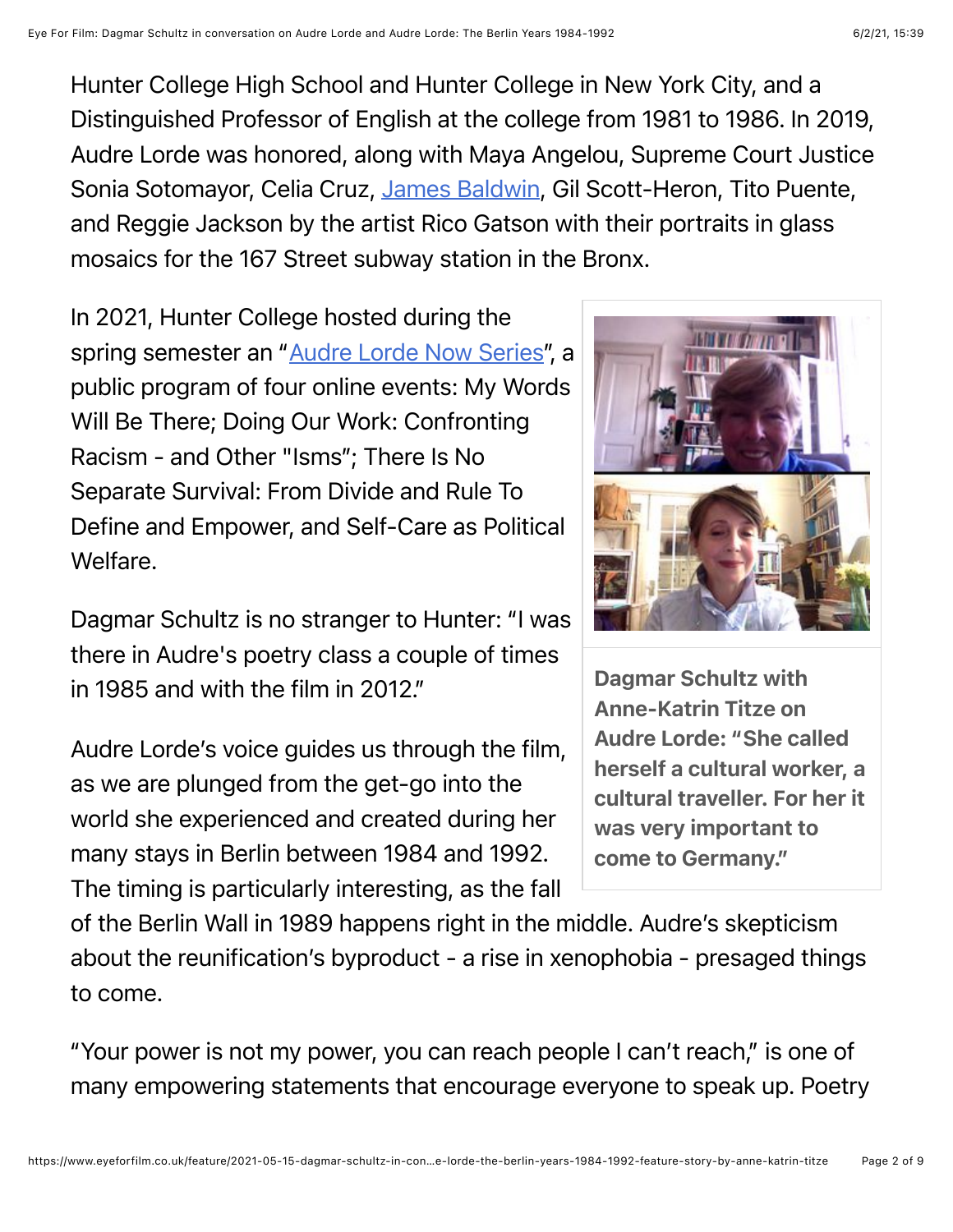Hunter College High School and Hunter College in New York City, and a Distinguished Professor of English at the college from 1981 to 1986. In 2019, Audre Lorde was honored, along with Maya Angelou, Supreme Court Justice Sonia Sotomayor, Celia Cruz, James Baldwin, Gil Scott-Heron, Tito Puente, and Reggie Jackson by the artist Rico Gatson with their portraits in glass mosaics for the 167 Street subway station in the Bronx.

In 2021, Hunter College hosted during the spring semester an "Audre Lorde Now Series", a public program of four online events: My Words Will Be There; Doing Our Work: Confronting Racism - and Other "Isms"; There Is No Separate Survival: From Divide and Rule To Define and Empower, and Self-Care as Political Welfare.

**Dagmar Schultz with Anne-Katrin Titze on Audre Lorde: "She called herself a cultural worker, a cultural traveller. For her it was very important to come to Germany."**

Dagmar Schultz is no stranger to Hunter: "I was there in Audre's poetry class a couple of times in 1985 and with the film in 2012."

Audre Lorde's voice guides us through the film, as we are plunged from the get-go into the world she experienced and created during her many stays in Berlin between 1984 and 1992. The timing is particularly interesting, as the fall of the Berlin Wall in 1989 happens right in the middle. Audre's skepticism about the reunification's byproduct - a rise in xenophobia - presaged things to come.

"Your power is not my power, you can reach people I can't reach," is one of many empowering statements that encourage everyone to speak up. Poetry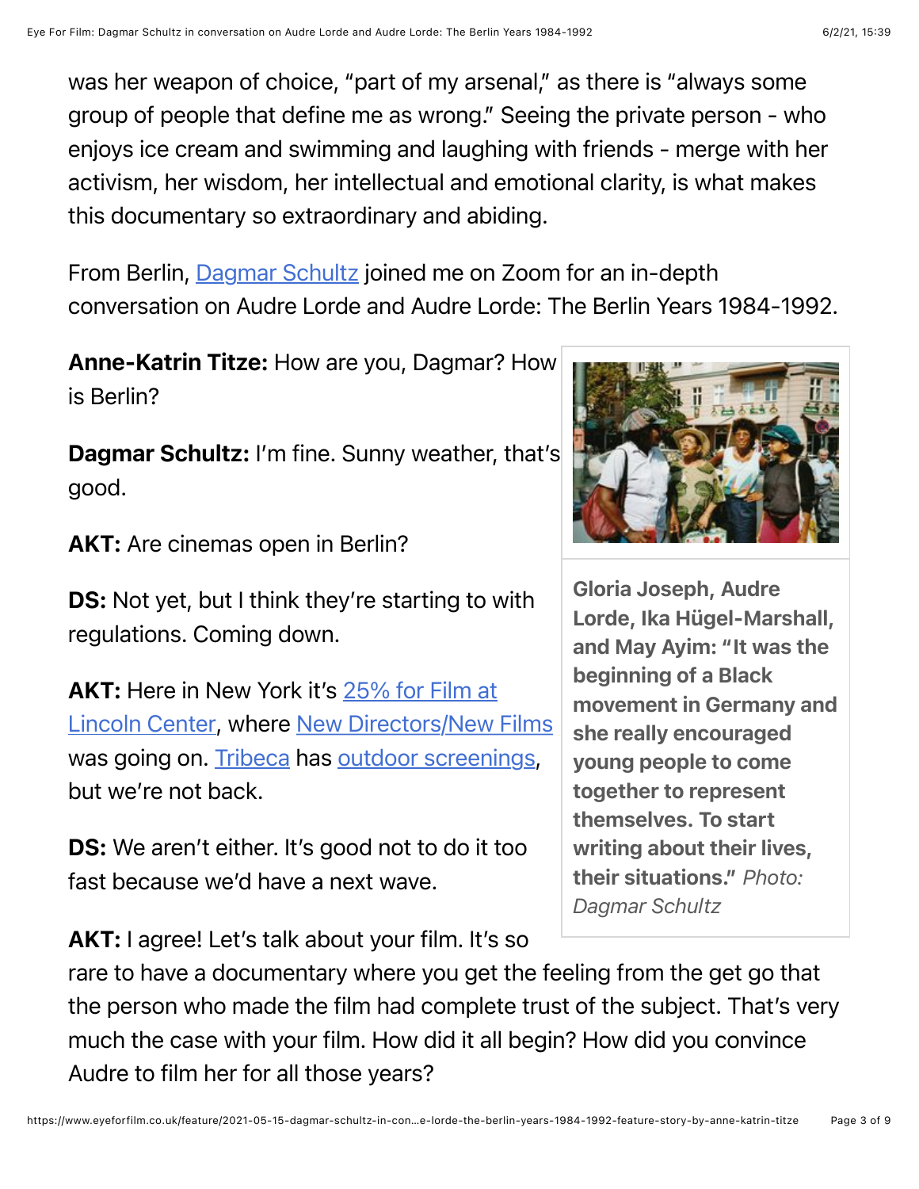was her weapon of choice, "part of my arsenal," as there is "always some group of people that define me as wrong." Seeing the private person - who enjoys ice cream and swimming and laughing with friends - merge with her activism, her wisdom, her intellectual and emotional clarity, is what makes this documentary so extraordinary and abiding.

From Berlin, [Dagmar Schultz] joined me on Zoom for an in-depth conversation on Audre Lorde and Audre Lorde: The Berlin Years 1984-1992.

**Anne-Katrin Titze:** How are you, Dagmar? How is Berlin?

**Dagmar Schultz:** I'm fine. Sunny weather, that's good.

**AKT:** Are cinemas open in Berlin?

**DS:** Not yet, but I think they're starting to with regulations. Coming down.

**AKT:** Here in New York it's [25% for Film at Lincoln Center], where [New Directors/New Films] was going on. [Tribeca] has [outdoor screenings], but we're not back.

**DS:** We aren't either. It's good not to do it too fast because we'd have a next wave.

**Gloria Joseph, Audre Lorde, Ika Hügel-Marshall, and May Ayim: "It was the beginning of a Black movement in Germany and she really encouraged young people to come together to represent themselves. To start writing about their lives, their situations."** *Photo: Dagmar Schultz*

**AKT:** I agree! Let's talk about your film. It's so rare to have a documentary where you get the feeling from the get go that the person who made the film had complete trust of the subject. That's very much the case with your film. How did it all begin? How did you convince Audre to film her for all those years?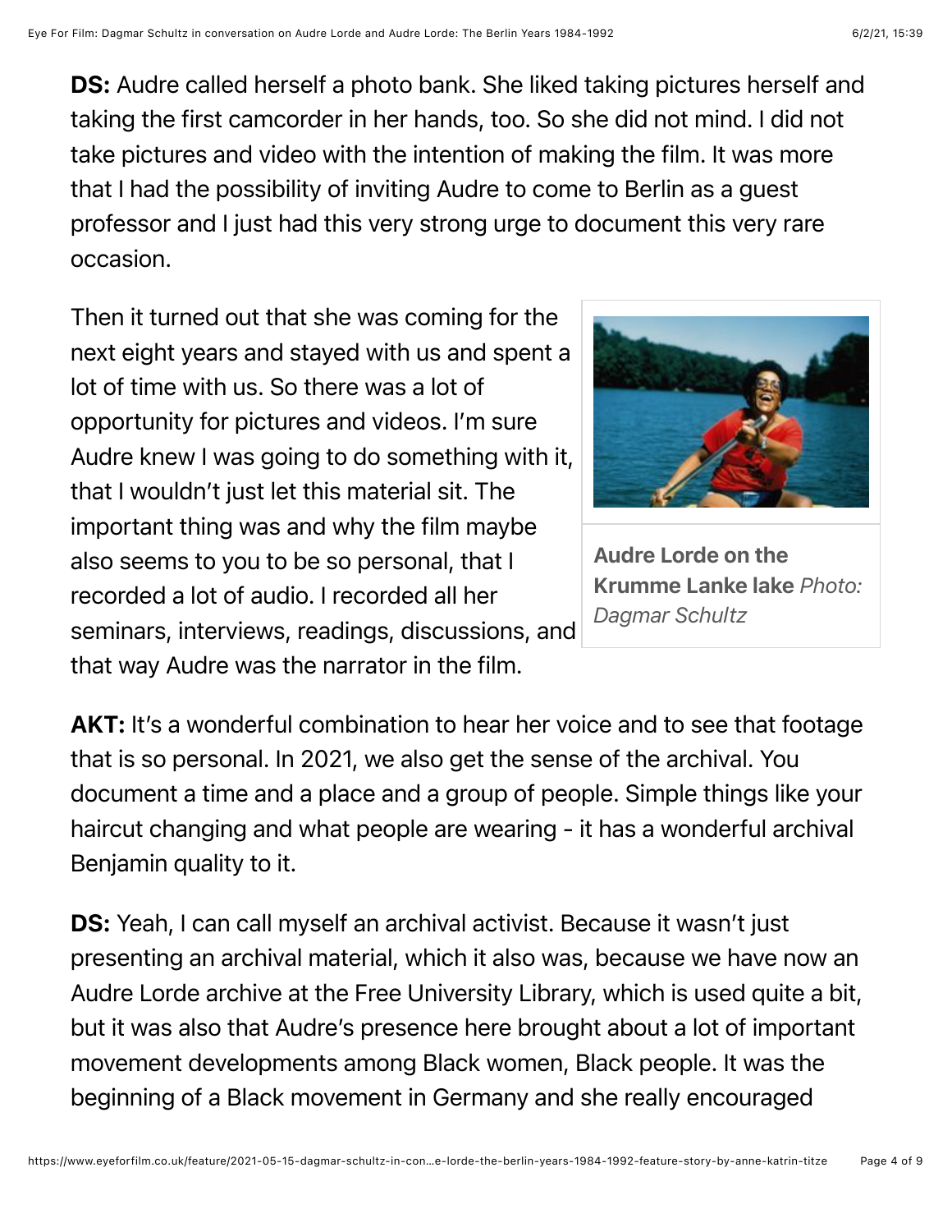**DS:** Audre called herself a photo bank. She liked taking pictures herself and taking the first camcorder in her hands, too. So she did not mind. I did not take pictures and video with the intention of making the film. It was more that I had the possibility of inviting Audre to come to Berlin as a guest professor and I just had this very strong urge to document this very rare occasion.

Then it turned out that she was coming for the next eight years and stayed with us and spent a lot of time with us. So there was a lot of opportunity for pictures and videos. I'm sure Audre knew I was going to do something with it, that I wouldn't just let this material sit. The important thing was and why the film maybe also seems to you to be so personal, that I recorded a lot of audio. I recorded all her seminars, interviews, readings, discussions, and that way Audre was the narrator in the film.

**Audre Lorde on the Krumme Lanke lake** *Photo: Dagmar Schultz*

**AKT:** It's a wonderful combination to hear her voice and to see that footage that is so personal. In 2021, we also get the sense of the archival. You document a time and a place and a group of people. Simple things like your haircut changing and what people are wearing - it has a wonderful archival Benjamin quality to it.

**DS:** Yeah, I can call myself an archival activist. Because it wasn't just presenting an archival material, which it also was, because we have now an Audre Lorde archive at the Free University Library, which is used quite a bit, but it was also that Audre's presence here brought about a lot of important movement developments among Black women, Black people. It was the beginning of a Black movement in Germany and she really encouraged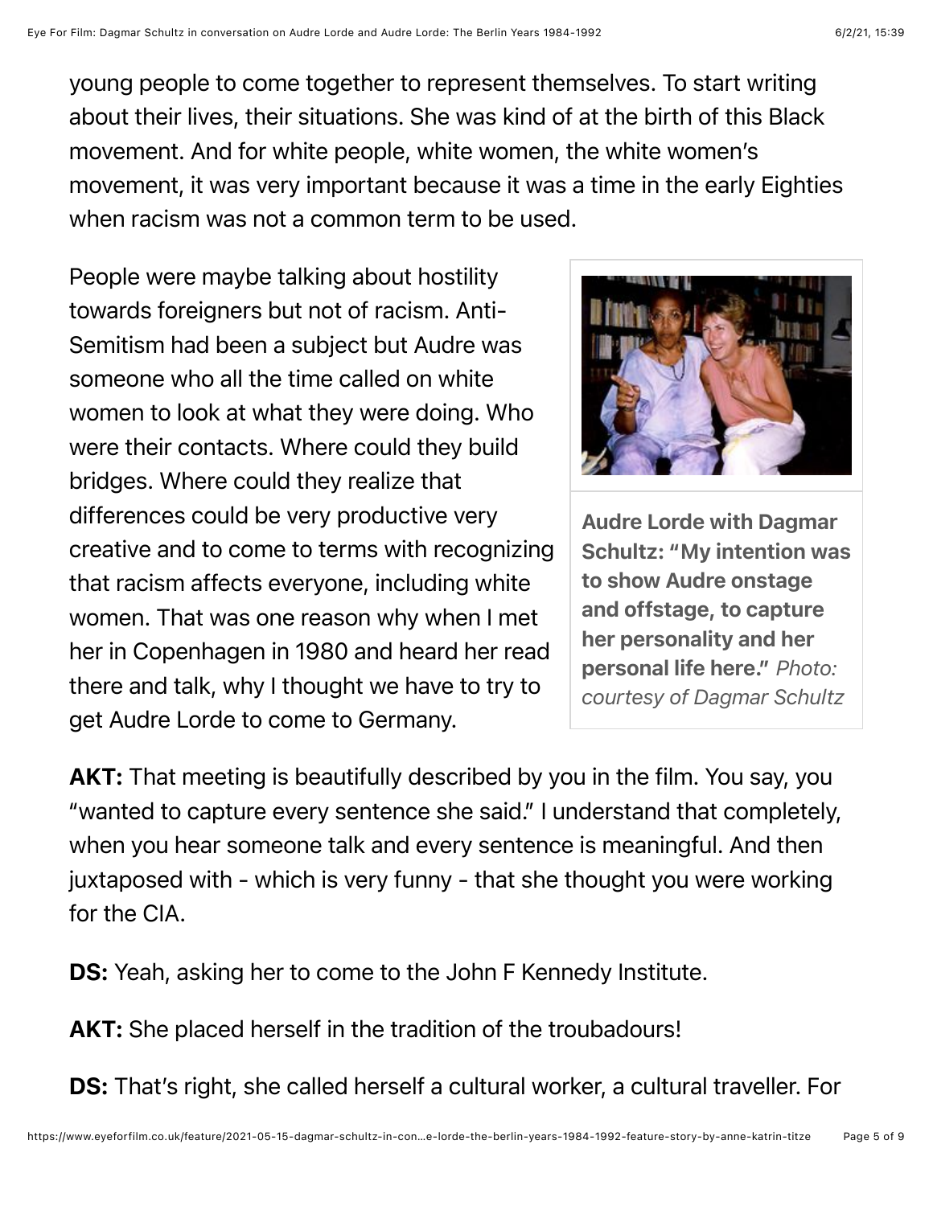young people to come together to represent themselves. To start writing about their lives, their situations. She was kind of at the birth of this Black movement. And for white people, white women, the white women's movement, it was very important because it was a time in the early Eighties when racism was not a common term to be used.

People were maybe talking about hostility towards foreigners but not of racism. Anti-Semitism had been a subject but Audre was someone who all the time called on white women to look at what they were doing. Who were their contacts. Where could they build bridges. Where could they realize that differences could be very productive very creative and to come to terms with recognizing that racism affects everyone, including white women. That was one reason why when I met her in Copenhagen in 1980 and heard her read there and talk, why I thought we have to try to get Audre Lorde to come to Germany.

**Audre Lorde with Dagmar Schultz: "My intention was to show Audre onstage and offstage, to capture her personality and her personal life here."** *Photo: courtesy of Dagmar Schultz*

**AKT:** That meeting is beautifully described by you in the film. You say, you "wanted to capture every sentence she said." I understand that completely, when you hear someone talk and every sentence is meaningful. And then juxtaposed with - which is very funny - that she thought you were working for the CIA.

**DS:** Yeah, asking her to come to the John F Kennedy Institute.

**AKT:** She placed herself in the tradition of the troubadours!

**DS:** That's right, she called herself a cultural worker, a cultural traveller. For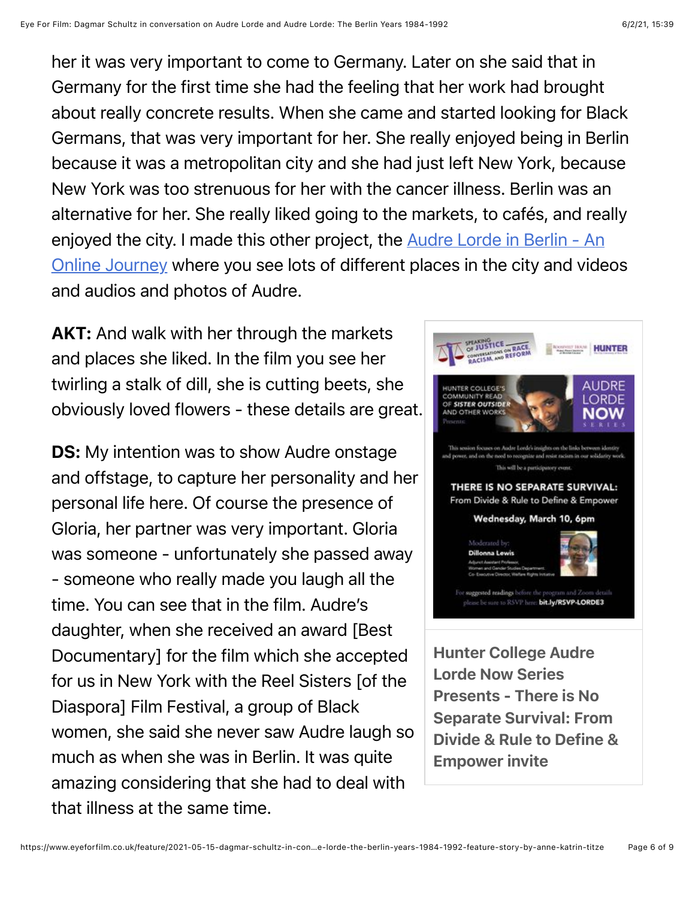her it was very important to come to Germany. Later on she said that in Germany for the first time she had the feeling that her work had brought about really concrete results. When she came and started looking for Black Germans, that was very important for her. She really enjoyed being in Berlin because it was a metropolitan city and she had just left New York, because New York was too strenuous for her with the cancer illness. Berlin was an alternative for her. She really liked going to the markets, to cafés, and really enjoyed the city. I made this other project, the [Audre Lorde in Berlin - An Online Journey] where you see lots of different places in the city and videos and audios and photos of Audre.

**AKT:** And walk with her through the markets and places she liked. In the film you see her twirling a stalk of dill, she is cutting beets, she obviously loved flowers - these details are great.

**DS:** My intention was to show Audre onstage and offstage, to capture her personality and her personal life here. Of course the presence of Gloria, her partner was very important. Gloria was someone - unfortunately she passed away - someone who really made you laugh all the time. You can see that in the film. Audre's daughter, when she received an award [Best Documentary] for the film which she accepted for us in New York with the Reel Sisters [of the Diaspora] Film Festival, a group of Black women, she said she never saw Audre laugh so much as when she was in Berlin. It was quite amazing considering that she had to deal with that illness at the same time.

**Hunter College Audre Lorde Now Series Presents - There is No Separate Survival: From Divide & Rule to Define & Empower invite**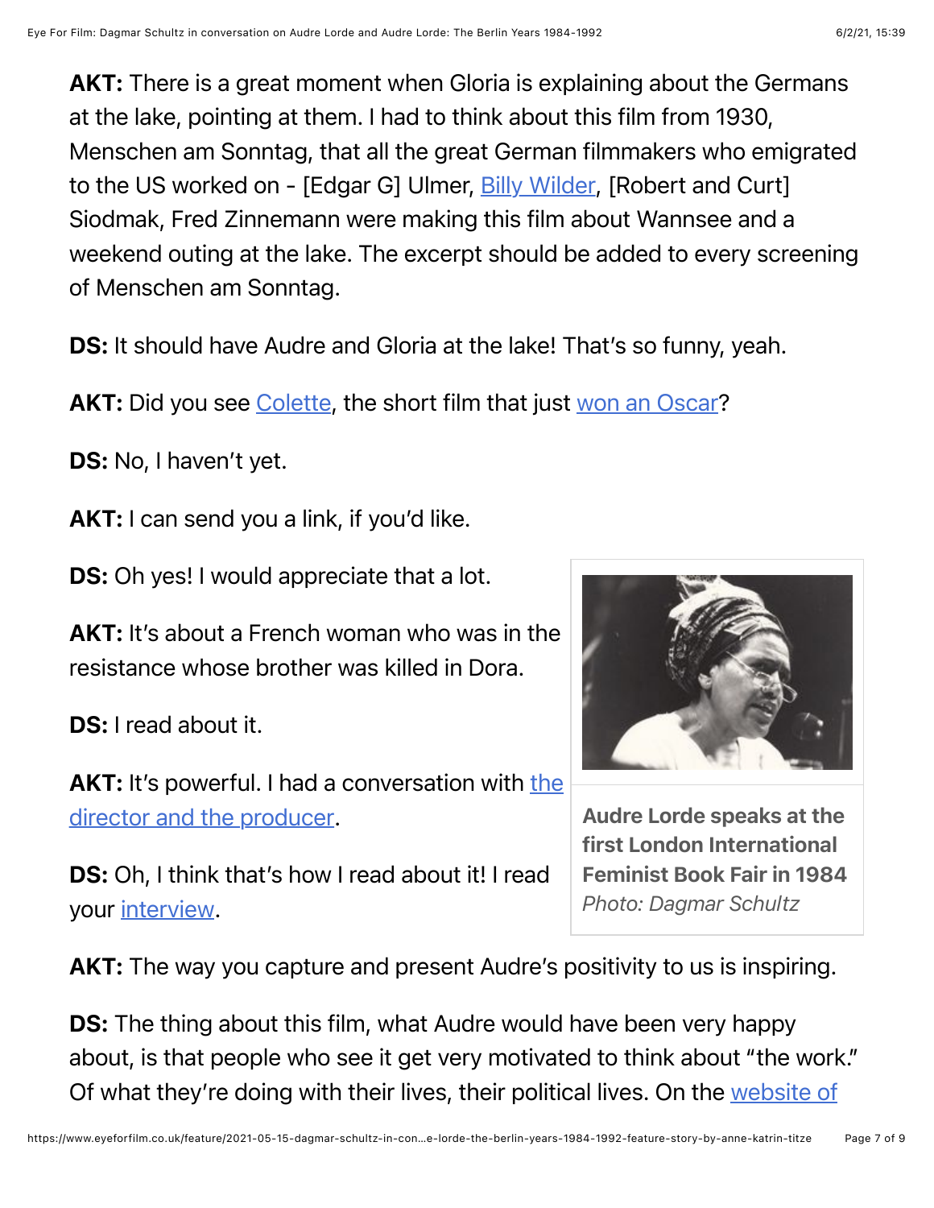**AKT:** There is a great moment when Gloria is explaining about the Germans at the lake, pointing at them. I had to think about this film from 1930, Menschen am Sonntag, that all the great German filmmakers who emigrated to the US worked on - [Edgar G] Ulmer, Billy Wilder, [Robert and Curt] Siodmak, Fred Zinnemann were making this film about Wannsee and a weekend outing at the lake. The excerpt should be added to every screening of Menschen am Sonntag.

**DS:** It should have Audre and Gloria at the lake! That's so funny, yeah.

**AKT:** Did you see Colette, the short film that just won an Oscar?

**DS:** No, I haven't yet.

**AKT:** I can send you a link, if you'd like.

**DS:** Oh yes! I would appreciate that a lot.

**AKT:** It's about a French woman who was in the resistance whose brother was killed in Dora.

**DS:** I read about it.

**AKT:** It's powerful. I had a conversation with the director and the producer.

**DS:** Oh, I think that's how I read about it! I read your interview.

**Audre Lorde speaks at the first London International Feminist Book Fair in 1984**
*Photo: Dagmar Schultz*

**AKT:** The way you capture and present Audre's positivity to us is inspiring.

**DS:** The thing about this film, what Audre would have been very happy about, is that people who see it get very motivated to think about "the work." Of what they're doing with their lives, their political lives. On the website of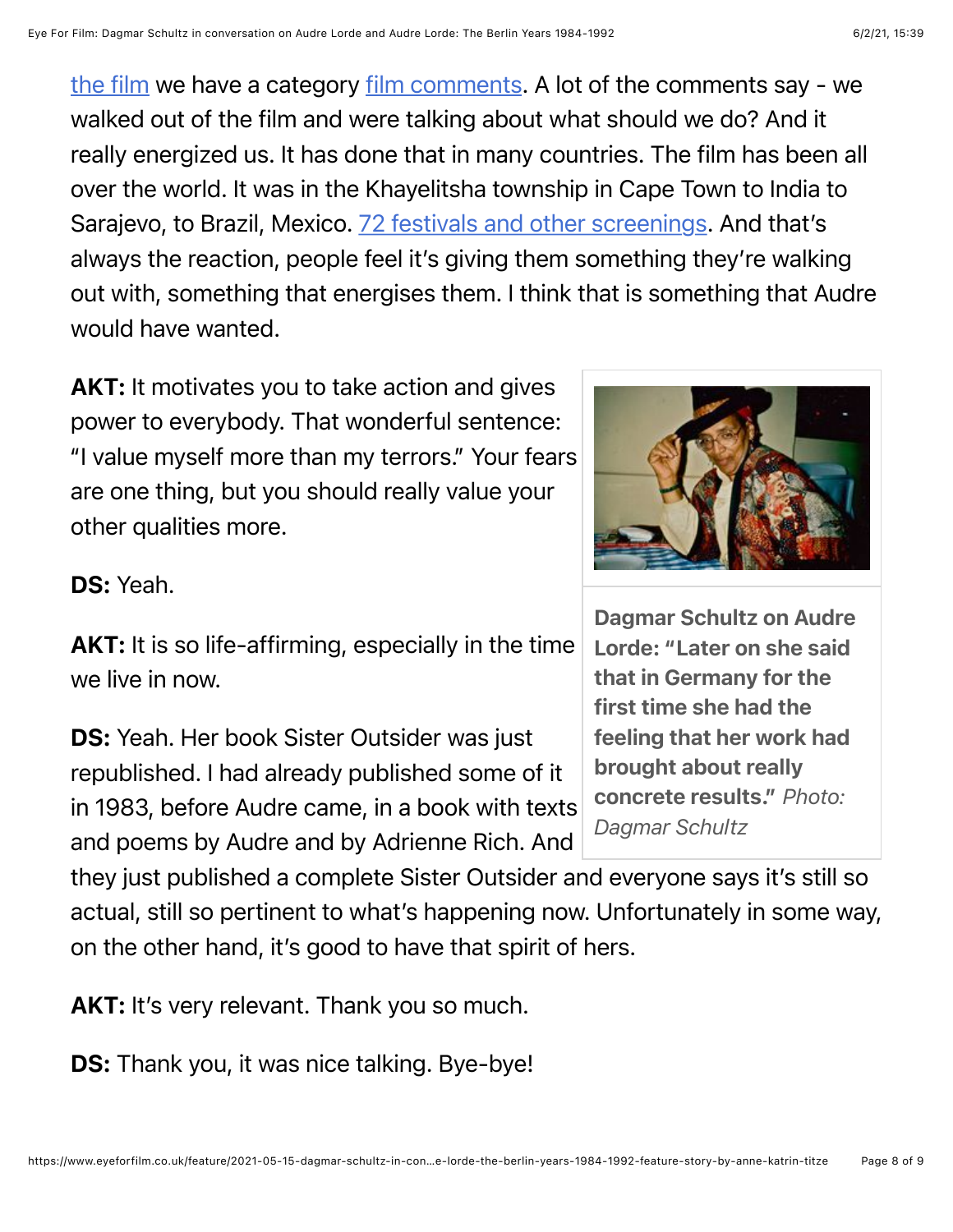the film we have a category film comments. A lot of the comments say - we walked out of the film and were talking about what should we do? And it really energized us. It has done that in many countries. The film has been all over the world. It was in the Khayelitsha township in Cape Town to India to Sarajevo, to Brazil, Mexico. 72 festivals and other screenings. And that's always the reaction, people feel it's giving them something they're walking out with, something that energises them. I think that is something that Audre would have wanted.

**AKT:** It motivates you to take action and gives power to everybody. That wonderful sentence: "I value myself more than my terrors." Your fears are one thing, but you should really value your other qualities more.

**DS:** Yeah.

**AKT:** It is so life-affirming, especially in the time we live in now.

**DS:** Yeah. Her book Sister Outsider was just republished. I had already published some of it in 1983, before Audre came, in a book with texts and poems by Audre and by Adrienne Rich. And they just published a complete Sister Outsider and everyone says it's still so actual, still so pertinent to what's happening now. Unfortunately in some way, on the other hand, it's good to have that spirit of hers.

**Dagmar Schultz on Audre Lorde: "Later on she said that in Germany for the first time she had the feeling that her work had brought about really concrete results."** *Photo: Dagmar Schultz*

**AKT:** It's very relevant. Thank you so much.

**DS:** Thank you, it was nice talking. Bye-bye!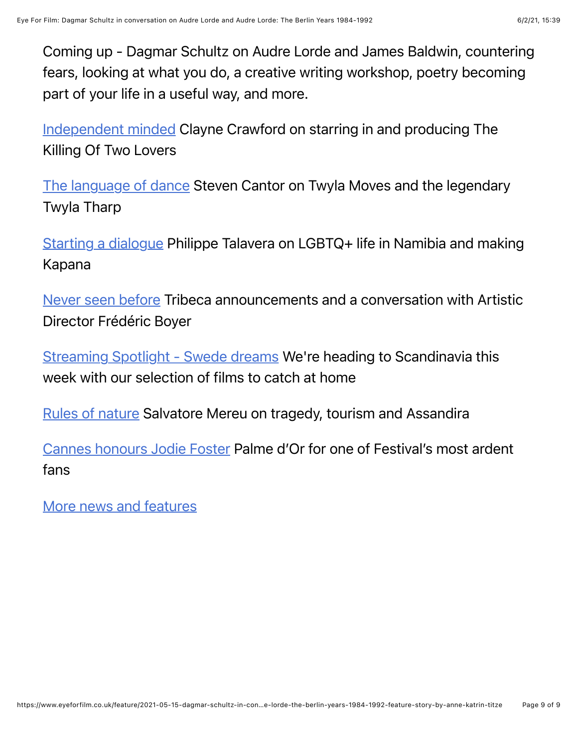Coming up - Dagmar Schultz on Audre Lorde and James Baldwin, countering fears, looking at what you do, a creative writing workshop, poetry becoming part of your life in a useful way, and more.

Independent minded Clayne Crawford on starring in and producing The Killing Of Two Lovers

The language of dance Steven Cantor on Twyla Moves and the legendary Twyla Tharp

Starting a dialogue Philippe Talavera on LGBTQ+ life in Namibia and making Kapana

Never seen before Tribeca announcements and a conversation with Artistic Director Frédéric Boyer

Streaming Spotlight - Swede dreams We're heading to Scandinavia this week with our selection of films to catch at home

Rules of nature Salvatore Mereu on tragedy, tourism and Assandira

Cannes honours Jodie Foster Palme d'Or for one of Festival's most ardent fans

More news and features